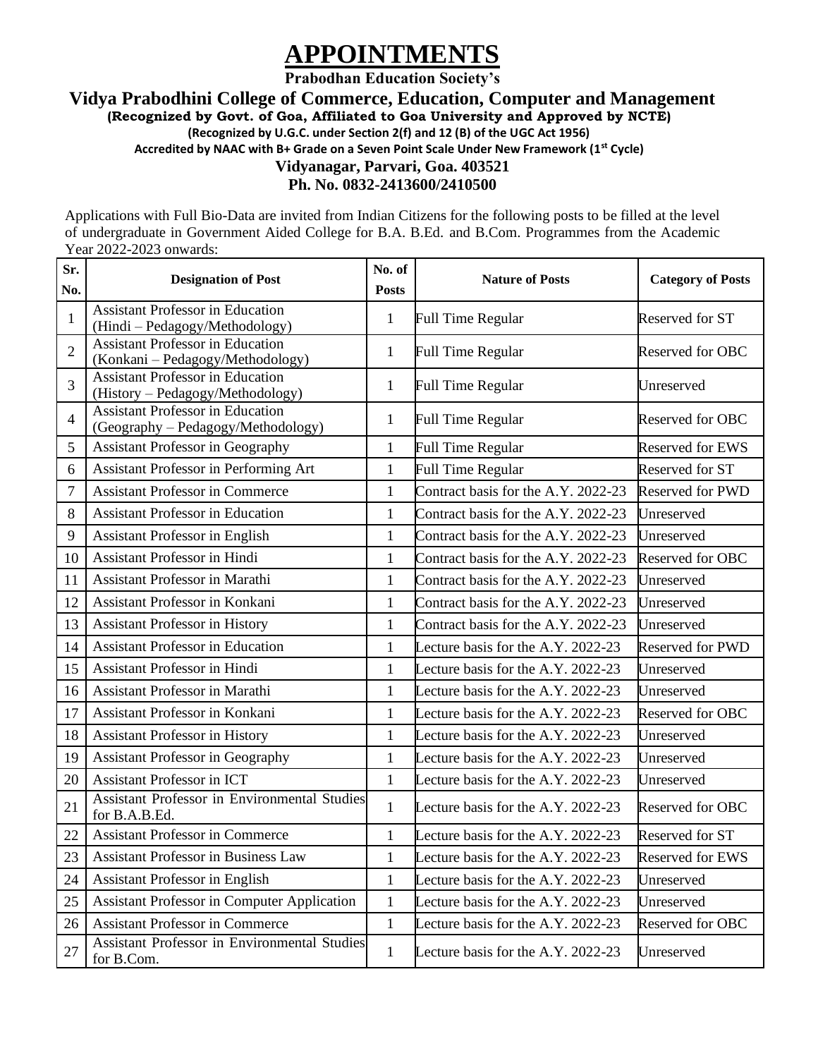# APPOINTMENTS

**Prabodhan Education Society's**

## Vidya Prabodhini College of Commerce, Education, Computer and Management

**(Recognized by Govt. of Goa, Affiliated to Goa University and Approved by NCTE)**

**(Recognized by U.G.C. under Section 2(f) and 12 (B) of the UGC Act 1956)**

**Accredited by NAAC with B+ Grade on a Seven Point Scale Under New Framework (1st Cycle)**

**Vidyanagar, Parvari, Goa. 403521**

**Ph. No. 0832-2413600/2410500**

Applications with Full Bio-Data are invited from Indian Citizens for the following posts to be filled at the level of undergraduate in Government Aided College for B.A. B.Ed. and B.Com. Programmes from the Academic Year 2022-2023 onwards:

| Sr. No. | Designation of Post | No. of Posts | Nature of Posts | Category of Posts |
|---|---|---|---|---|
| 1 | Assistant Professor in Education (Hindi – Pedagogy/Methodology) | 1 | Full Time Regular | Reserved for ST |
| 2 | Assistant Professor in Education (Konkani – Pedagogy/Methodology) | 1 | Full Time Regular | Reserved for OBC |
| 3 | Assistant Professor in Education (History – Pedagogy/Methodology) | 1 | Full Time Regular | Unreserved |
| 4 | Assistant Professor in Education (Geography – Pedagogy/Methodology) | 1 | Full Time Regular | Reserved for OBC |
| 5 | Assistant Professor in Geography | 1 | Full Time Regular | Reserved for EWS |
| 6 | Assistant Professor in Performing Art | 1 | Full Time Regular | Reserved for ST |
| 7 | Assistant Professor in Commerce | 1 | Contract basis for the A.Y. 2022-23 | Reserved for PWD |
| 8 | Assistant Professor in Education | 1 | Contract basis for the A.Y. 2022-23 | Unreserved |
| 9 | Assistant Professor in English | 1 | Contract basis for the A.Y. 2022-23 | Unreserved |
| 10 | Assistant Professor in Hindi | 1 | Contract basis for the A.Y. 2022-23 | Reserved for OBC |
| 11 | Assistant Professor in Marathi | 1 | Contract basis for the A.Y. 2022-23 | Unreserved |
| 12 | Assistant Professor in Konkani | 1 | Contract basis for the A.Y. 2022-23 | Unreserved |
| 13 | Assistant Professor in History | 1 | Contract basis for the A.Y. 2022-23 | Unreserved |
| 14 | Assistant Professor in Education | 1 | Lecture basis for the A.Y. 2022-23 | Reserved for PWD |
| 15 | Assistant Professor in Hindi | 1 | Lecture basis for the A.Y. 2022-23 | Unreserved |
| 16 | Assistant Professor in Marathi | 1 | Lecture basis for the A.Y. 2022-23 | Unreserved |
| 17 | Assistant Professor in Konkani | 1 | Lecture basis for the A.Y. 2022-23 | Reserved for OBC |
| 18 | Assistant Professor in History | 1 | Lecture basis for the A.Y. 2022-23 | Unreserved |
| 19 | Assistant Professor in Geography | 1 | Lecture basis for the A.Y. 2022-23 | Unreserved |
| 20 | Assistant Professor in ICT | 1 | Lecture basis for the A.Y. 2022-23 | Unreserved |
| 21 | Assistant Professor in Environmental Studies for B.A.B.Ed. | 1 | Lecture basis for the A.Y. 2022-23 | Reserved for OBC |
| 22 | Assistant Professor in Commerce | 1 | Lecture basis for the A.Y. 2022-23 | Reserved for ST |
| 23 | Assistant Professor in Business Law | 1 | Lecture basis for the A.Y. 2022-23 | Reserved for EWS |
| 24 | Assistant Professor in English | 1 | Lecture basis for the A.Y. 2022-23 | Unreserved |
| 25 | Assistant Professor in Computer Application | 1 | Lecture basis for the A.Y. 2022-23 | Unreserved |
| 26 | Assistant Professor in Commerce | 1 | Lecture basis for the A.Y. 2022-23 | Reserved for OBC |
| 27 | Assistant Professor in Environmental Studies for B.Com. | 1 | Lecture basis for the A.Y. 2022-23 | Unreserved |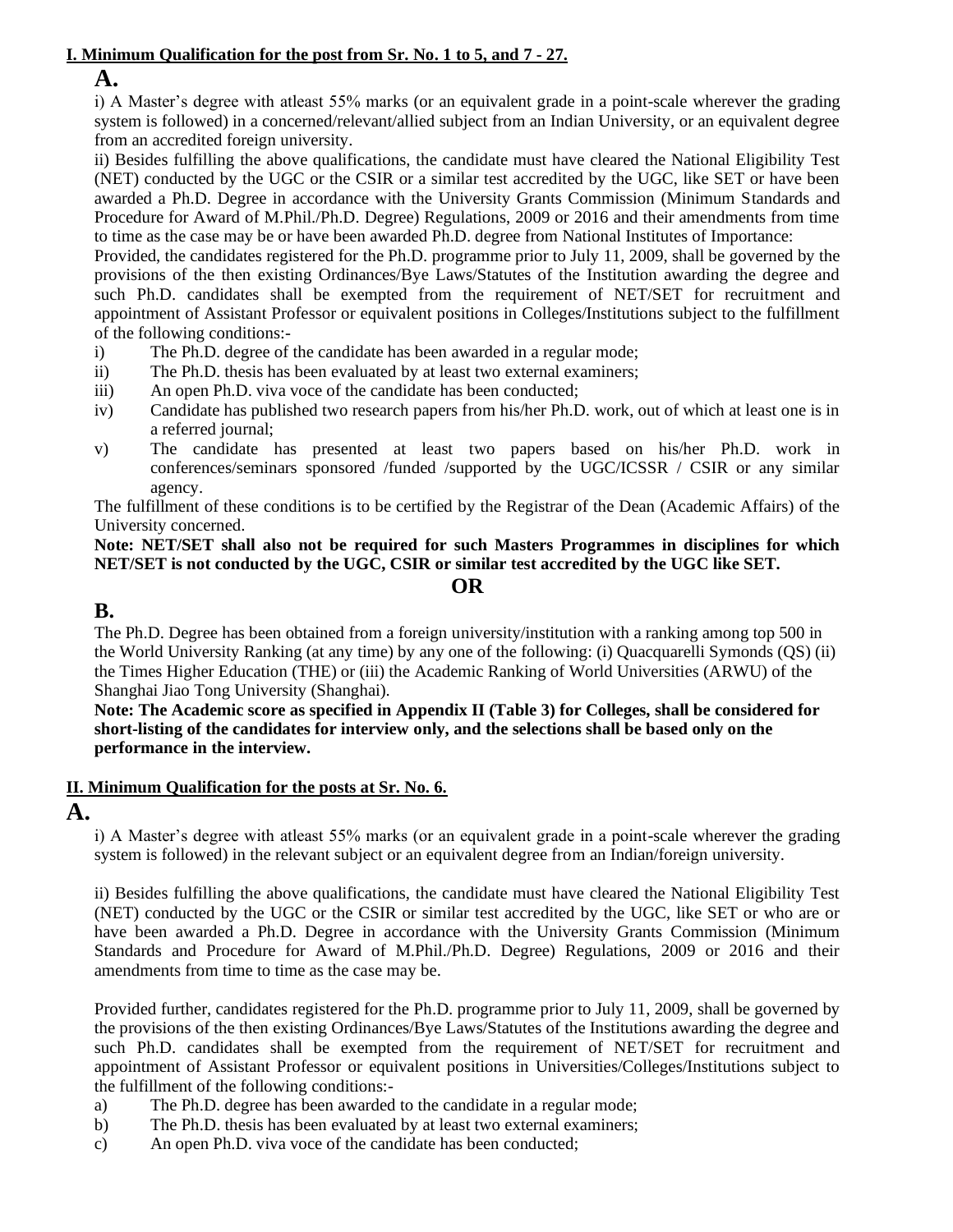**I. Minimum Qualification for the post from Sr. No. 1 to 5, and 7 - 27.**

## A.

i) A Master's degree with atleast 55% marks (or an equivalent grade in a point-scale wherever the grading system is followed) in a concerned/relevant/allied subject from an Indian University, or an equivalent degree from an accredited foreign university.

ii) Besides fulfilling the above qualifications, the candidate must have cleared the National Eligibility Test (NET) conducted by the UGC or the CSIR or a similar test accredited by the UGC, like SET or have been awarded a Ph.D. Degree in accordance with the University Grants Commission (Minimum Standards and Procedure for Award of M.Phil./Ph.D. Degree) Regulations, 2009 or 2016 and their amendments from time to time as the case may be or have been awarded Ph.D. degree from National Institutes of Importance:

Provided, the candidates registered for the Ph.D. programme prior to July 11, 2009, shall be governed by the provisions of the then existing Ordinances/Bye Laws/Statutes of the Institution awarding the degree and such Ph.D. candidates shall be exempted from the requirement of NET/SET for recruitment and appointment of Assistant Professor or equivalent positions in Colleges/Institutions subject to the fulfillment of the following conditions:-

i) The Ph.D. degree of the candidate has been awarded in a regular mode;
ii) The Ph.D. thesis has been evaluated by at least two external examiners;
iii) An open Ph.D. viva voce of the candidate has been conducted;
iv) Candidate has published two research papers from his/her Ph.D. work, out of which at least one is in a referred journal;
v) The candidate has presented at least two papers based on his/her Ph.D. work in conferences/seminars sponsored /funded /supported by the UGC/ICSSR / CSIR or any similar agency.

The fulfillment of these conditions is to be certified by the Registrar of the Dean (Academic Affairs) of the University concerned.

**Note: NET/SET shall also not be required for such Masters Programmes in disciplines for which NET/SET is not conducted by the UGC, CSIR or similar test accredited by the UGC like SET.**

**OR**

## B.

The Ph.D. Degree has been obtained from a foreign university/institution with a ranking among top 500 in the World University Ranking (at any time) by any one of the following: (i) Quacquarelli Symonds (QS) (ii) the Times Higher Education (THE) or (iii) the Academic Ranking of World Universities (ARWU) of the Shanghai Jiao Tong University (Shanghai).

**Note: The Academic score as specified in Appendix II (Table 3) for Colleges, shall be considered for short-listing of the candidates for interview only, and the selections shall be based only on the performance in the interview.**

**II. Minimum Qualification for the posts at Sr. No. 6.**

## A.

i) A Master's degree with atleast 55% marks (or an equivalent grade in a point-scale wherever the grading system is followed) in the relevant subject or an equivalent degree from an Indian/foreign university.

ii) Besides fulfilling the above qualifications, the candidate must have cleared the National Eligibility Test (NET) conducted by the UGC or the CSIR or similar test accredited by the UGC, like SET or who are or have been awarded a Ph.D. Degree in accordance with the University Grants Commission (Minimum Standards and Procedure for Award of M.Phil./Ph.D. Degree) Regulations, 2009 or 2016 and their amendments from time to time as the case may be.

Provided further, candidates registered for the Ph.D. programme prior to July 11, 2009, shall be governed by the provisions of the then existing Ordinances/Bye Laws/Statutes of the Institutions awarding the degree and such Ph.D. candidates shall be exempted from the requirement of NET/SET for recruitment and appointment of Assistant Professor or equivalent positions in Universities/Colleges/Institutions subject to the fulfillment of the following conditions:-

a) The Ph.D. degree has been awarded to the candidate in a regular mode;
b) The Ph.D. thesis has been evaluated by at least two external examiners;
c) An open Ph.D. viva voce of the candidate has been conducted;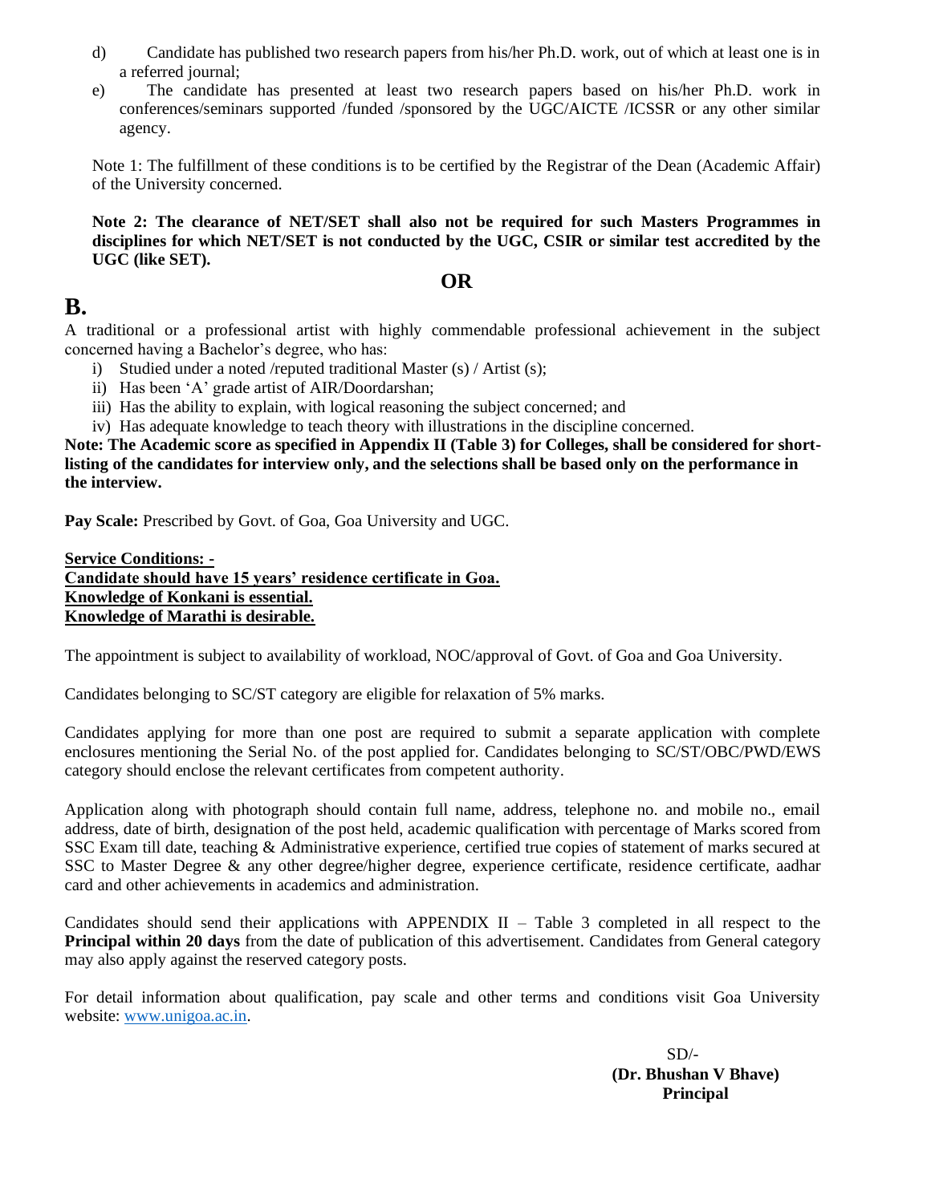d) Candidate has published two research papers from his/her Ph.D. work, out of which at least one is in a referred journal;

e) The candidate has presented at least two research papers based on his/her Ph.D. work in conferences/seminars supported /funded /sponsored by the UGC/AICTE /ICSSR or any other similar agency.

Note 1: The fulfillment of these conditions is to be certified by the Registrar of the Dean (Academic Affair) of the University concerned.

**Note 2: The clearance of NET/SET shall also not be required for such Masters Programmes in disciplines for which NET/SET is not conducted by the UGC, CSIR or similar test accredited by the UGC (like SET).**

**OR**

# B.

A traditional or a professional artist with highly commendable professional achievement in the subject concerned having a Bachelor's degree, who has:

i) Studied under a noted /reputed traditional Master (s) / Artist (s);
ii) Has been 'A' grade artist of AIR/Doordarshan;
iii) Has the ability to explain, with logical reasoning the subject concerned; and
iv) Has adequate knowledge to teach theory with illustrations in the discipline concerned.

**Note: The Academic score as specified in Appendix II (Table 3) for Colleges, shall be considered for short-listing of the candidates for interview only, and the selections shall be based only on the performance in the interview.**

**Pay Scale:** Prescribed by Govt. of Goa, Goa University and UGC.

**Service Conditions: -**
**Candidate should have 15 years' residence certificate in Goa.**
**Knowledge of Konkani is essential.**
**Knowledge of Marathi is desirable.**

The appointment is subject to availability of workload, NOC/approval of Govt. of Goa and Goa University.

Candidates belonging to SC/ST category are eligible for relaxation of 5% marks.

Candidates applying for more than one post are required to submit a separate application with complete enclosures mentioning the Serial No. of the post applied for. Candidates belonging to SC/ST/OBC/PWD/EWS category should enclose the relevant certificates from competent authority.

Application along with photograph should contain full name, address, telephone no. and mobile no., email address, date of birth, designation of the post held, academic qualification with percentage of Marks scored from SSC Exam till date, teaching & Administrative experience, certified true copies of statement of marks secured at SSC to Master Degree & any other degree/higher degree, experience certificate, residence certificate, aadhar card and other achievements in academics and administration.

Candidates should send their applications with APPENDIX II – Table 3 completed in all respect to the **Principal within 20 days** from the date of publication of this advertisement. Candidates from General category may also apply against the reserved category posts.

For detail information about qualification, pay scale and other terms and conditions visit Goa University website: www.unigoa.ac.in.

SD/-
**(Dr. Bhushan V Bhave)**
**Principal**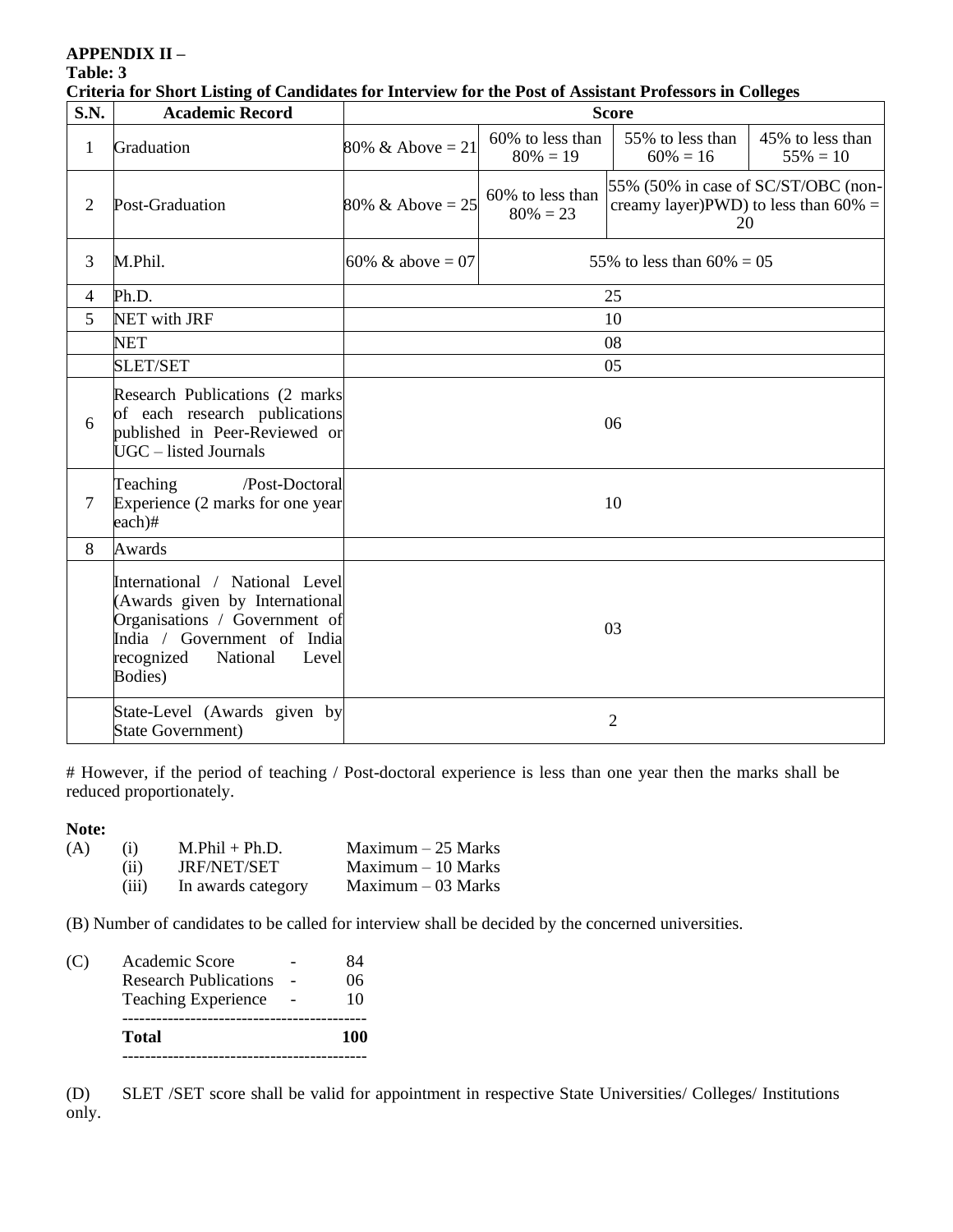**APPENDIX II –**

**Table: 3**

**Criteria for Short Listing of Candidates for Interview for the Post of Assistant Professors in Colleges**

| S.N. | Academic Record | Score | | | |
|---|---|---|---|---|---|
| 1 | Graduation | 80% & Above = 21 | 60% to less than 80% = 19 | 55% to less than 60% = 16 | 45% to less than 55% = 10 |
| 2 | Post-Graduation | 80% & Above = 25 | 60% to less than 80% = 23 | 55% (50% in case of SC/ST/OBC (non-creamy layer)PWD) to less than 60% = 20 | |
| 3 | M.Phil. | 60% & above = 07 | 55% to less than 60% = 05 | | |
| 4 | Ph.D. | 25 | | | |
| 5 | NET with JRF | 10 | | | |
| | NET | 08 | | | |
| | SLET/SET | 05 | | | |
| 6 | Research Publications (2 marks of each research publications published in Peer-Reviewed or UGC – listed Journals | 06 | | | |
| 7 | Teaching /Post-Doctoral Experience (2 marks for one year each)# | 10 | | | |
| 8 | Awards | | | | |
| | International / National Level (Awards given by International Organisations / Government of India / Government of India recognized National Level Bodies) | 03 | | | |
| | State-Level (Awards given by State Government) | 2 | | | |

# However, if the period of teaching / Post-doctoral experience is less than one year then the marks shall be reduced proportionately.

**Note:**

(A)
- (i) M.Phil + Ph.D. Maximum – 25 Marks
- (ii) JRF/NET/SET Maximum – 10 Marks
- (iii) In awards category Maximum – 03 Marks

(B) Number of candidates to be called for interview shall be decided by the concerned universities.

(C)

| | | |
|---|---|---|
| Academic Score | - | 84 |
| Research Publications | - | 06 |
| Teaching Experience | - | 10 |
| **Total** | | **100** |

(D) SLET /SET score shall be valid for appointment in respective State Universities/ Colleges/ Institutions only.